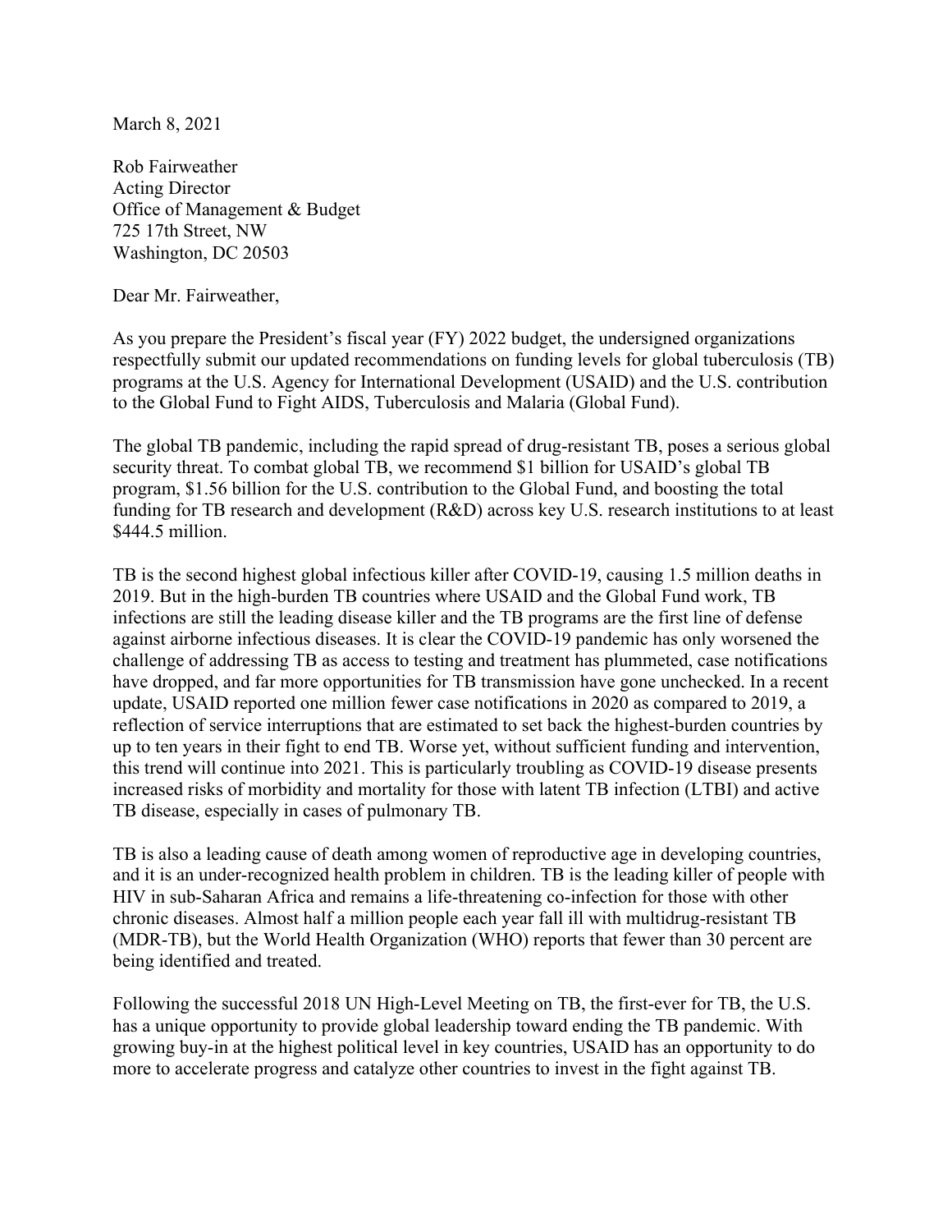March 8, 2021

Rob Fairweather
Acting Director
Office of Management & Budget
725 17th Street, NW
Washington, DC 20503

Dear Mr. Fairweather,

As you prepare the President's fiscal year (FY) 2022 budget, the undersigned organizations respectfully submit our updated recommendations on funding levels for global tuberculosis (TB) programs at the U.S. Agency for International Development (USAID) and the U.S. contribution to the Global Fund to Fight AIDS, Tuberculosis and Malaria (Global Fund).

The global TB pandemic, including the rapid spread of drug-resistant TB, poses a serious global security threat. To combat global TB, we recommend $1 billion for USAID's global TB program, $1.56 billion for the U.S. contribution to the Global Fund, and boosting the total funding for TB research and development (R&D) across key U.S. research institutions to at least $444.5 million.

TB is the second highest global infectious killer after COVID-19, causing 1.5 million deaths in 2019. But in the high-burden TB countries where USAID and the Global Fund work, TB infections are still the leading disease killer and the TB programs are the first line of defense against airborne infectious diseases. It is clear the COVID-19 pandemic has only worsened the challenge of addressing TB as access to testing and treatment has plummeted, case notifications have dropped, and far more opportunities for TB transmission have gone unchecked. In a recent update, USAID reported one million fewer case notifications in 2020 as compared to 2019, a reflection of service interruptions that are estimated to set back the highest-burden countries by up to ten years in their fight to end TB. Worse yet, without sufficient funding and intervention, this trend will continue into 2021. This is particularly troubling as COVID-19 disease presents increased risks of morbidity and mortality for those with latent TB infection (LTBI) and active TB disease, especially in cases of pulmonary TB.

TB is also a leading cause of death among women of reproductive age in developing countries, and it is an under-recognized health problem in children. TB is the leading killer of people with HIV in sub-Saharan Africa and remains a life-threatening co-infection for those with other chronic diseases. Almost half a million people each year fall ill with multidrug-resistant TB (MDR-TB), but the World Health Organization (WHO) reports that fewer than 30 percent are being identified and treated.

Following the successful 2018 UN High-Level Meeting on TB, the first-ever for TB, the U.S. has a unique opportunity to provide global leadership toward ending the TB pandemic. With growing buy-in at the highest political level in key countries, USAID has an opportunity to do more to accelerate progress and catalyze other countries to invest in the fight against TB.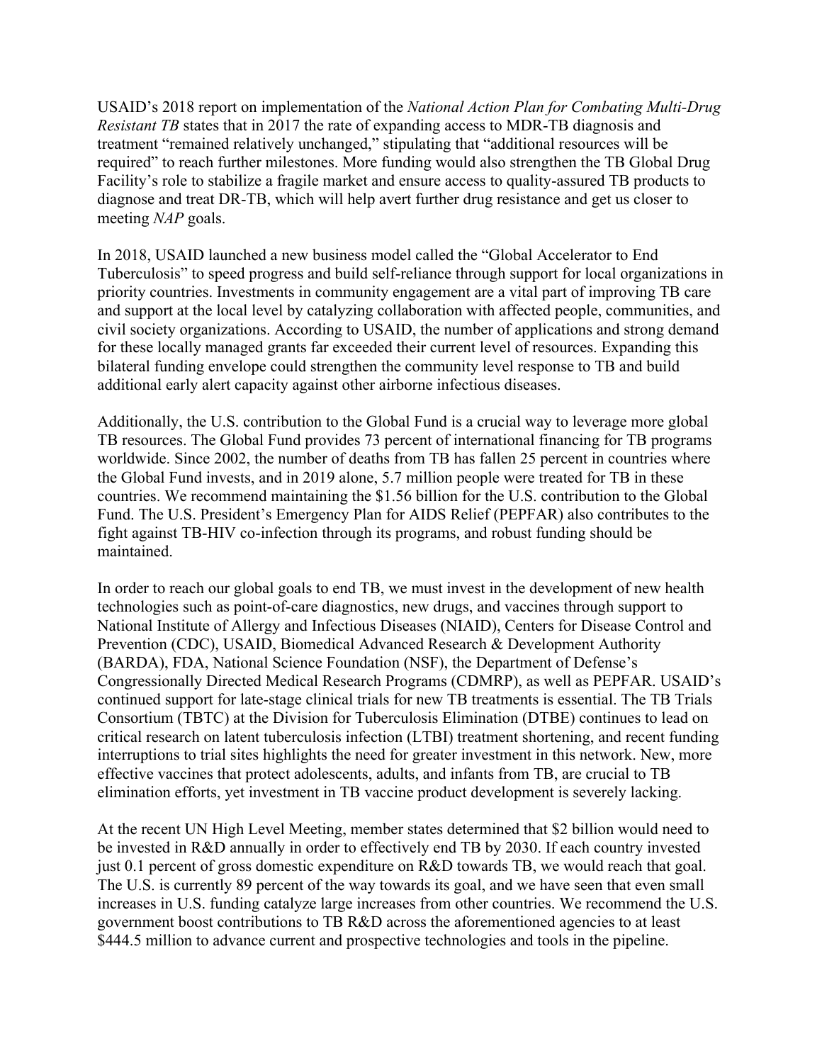USAID's 2018 report on implementation of the *National Action Plan for Combating Multi-Drug Resistant TB* states that in 2017 the rate of expanding access to MDR-TB diagnosis and treatment "remained relatively unchanged," stipulating that "additional resources will be required" to reach further milestones. More funding would also strengthen the TB Global Drug Facility's role to stabilize a fragile market and ensure access to quality-assured TB products to diagnose and treat DR-TB, which will help avert further drug resistance and get us closer to meeting *NAP* goals.

In 2018, USAID launched a new business model called the "Global Accelerator to End Tuberculosis" to speed progress and build self-reliance through support for local organizations in priority countries. Investments in community engagement are a vital part of improving TB care and support at the local level by catalyzing collaboration with affected people, communities, and civil society organizations. According to USAID, the number of applications and strong demand for these locally managed grants far exceeded their current level of resources. Expanding this bilateral funding envelope could strengthen the community level response to TB and build additional early alert capacity against other airborne infectious diseases.

Additionally, the U.S. contribution to the Global Fund is a crucial way to leverage more global TB resources. The Global Fund provides 73 percent of international financing for TB programs worldwide. Since 2002, the number of deaths from TB has fallen 25 percent in countries where the Global Fund invests, and in 2019 alone, 5.7 million people were treated for TB in these countries. We recommend maintaining the $1.56 billion for the U.S. contribution to the Global Fund. The U.S. President's Emergency Plan for AIDS Relief (PEPFAR) also contributes to the fight against TB-HIV co-infection through its programs, and robust funding should be maintained.

In order to reach our global goals to end TB, we must invest in the development of new health technologies such as point-of-care diagnostics, new drugs, and vaccines through support to National Institute of Allergy and Infectious Diseases (NIAID), Centers for Disease Control and Prevention (CDC), USAID, Biomedical Advanced Research & Development Authority (BARDA), FDA, National Science Foundation (NSF), the Department of Defense's Congressionally Directed Medical Research Programs (CDMRP), as well as PEPFAR. USAID's continued support for late-stage clinical trials for new TB treatments is essential. The TB Trials Consortium (TBTC) at the Division for Tuberculosis Elimination (DTBE) continues to lead on critical research on latent tuberculosis infection (LTBI) treatment shortening, and recent funding interruptions to trial sites highlights the need for greater investment in this network. New, more effective vaccines that protect adolescents, adults, and infants from TB, are crucial to TB elimination efforts, yet investment in TB vaccine product development is severely lacking.

At the recent UN High Level Meeting, member states determined that $2 billion would need to be invested in R&D annually in order to effectively end TB by 2030. If each country invested just 0.1 percent of gross domestic expenditure on R&D towards TB, we would reach that goal. The U.S. is currently 89 percent of the way towards its goal, and we have seen that even small increases in U.S. funding catalyze large increases from other countries. We recommend the U.S. government boost contributions to TB R&D across the aforementioned agencies to at least $444.5 million to advance current and prospective technologies and tools in the pipeline.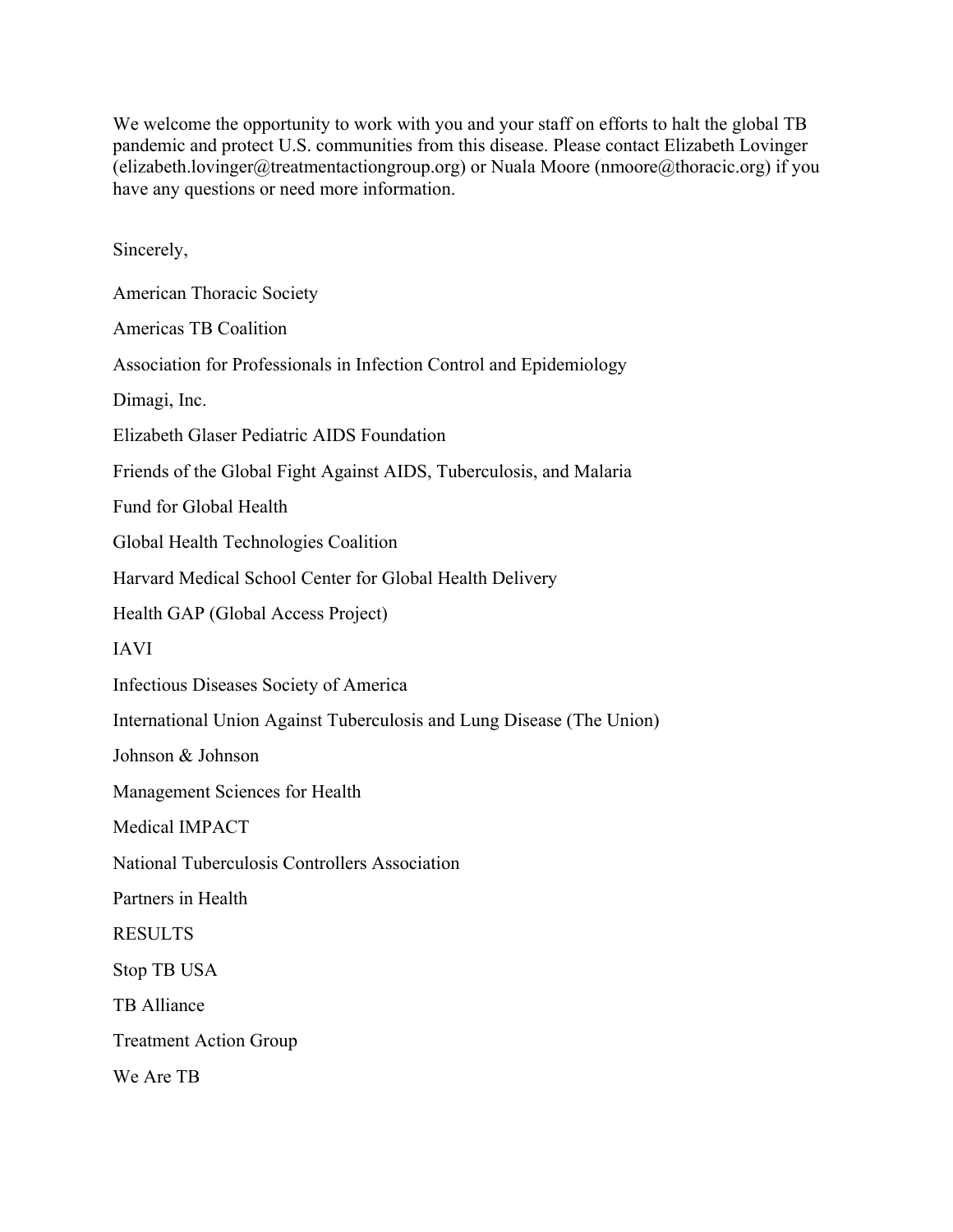We welcome the opportunity to work with you and your staff on efforts to halt the global TB pandemic and protect U.S. communities from this disease. Please contact Elizabeth Lovinger (elizabeth.lovinger@treatmentactiongroup.org) or Nuala Moore (nmoore@thoracic.org) if you have any questions or need more information.

Sincerely,

American Thoracic Society

Americas TB Coalition

Association for Professionals in Infection Control and Epidemiology

Dimagi, Inc.

Elizabeth Glaser Pediatric AIDS Foundation

Friends of the Global Fight Against AIDS, Tuberculosis, and Malaria

Fund for Global Health

Global Health Technologies Coalition

Harvard Medical School Center for Global Health Delivery

Health GAP (Global Access Project)

IAVI

Infectious Diseases Society of America

International Union Against Tuberculosis and Lung Disease (The Union)

Johnson & Johnson

Management Sciences for Health

Medical IMPACT

National Tuberculosis Controllers Association

Partners in Health

RESULTS

Stop TB USA

TB Alliance

Treatment Action Group

We Are TB